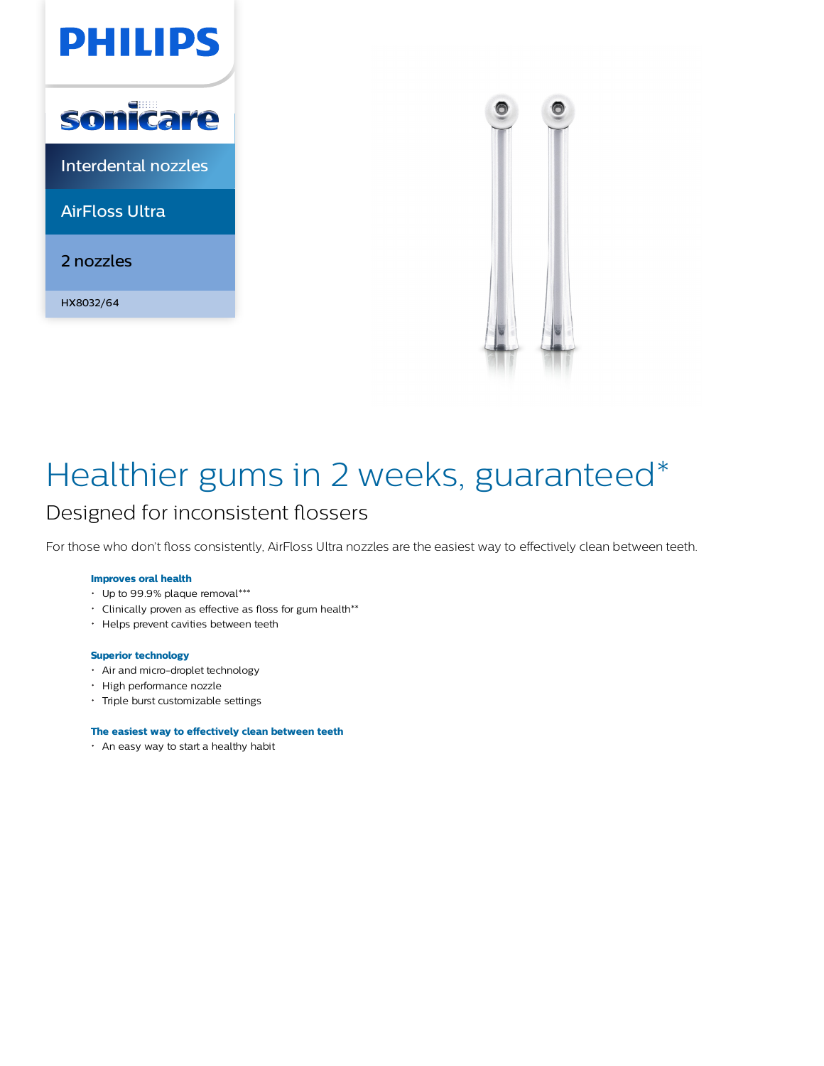PHILIPS

sonicare

Interdental nozzles

AirFloss Ultra

2 nozzles

HX8032/64

# Healthier gums in 2 weeks, guaranteed*

## Designed for inconsistent flossers

For those who don't floss consistently, AirFloss Ultra nozzles are the easiest way to effectively clean between teeth.

**Improves oral health**

- Up to 99.9% plaque removal***
- Clinically proven as effective as floss for gum health**
- Helps prevent cavities between teeth

**Superior technology**

- Air and micro-droplet technology
- High performance nozzle
- Triple burst customizable settings

**The easiest way to effectively clean between teeth**

- An easy way to start a healthy habit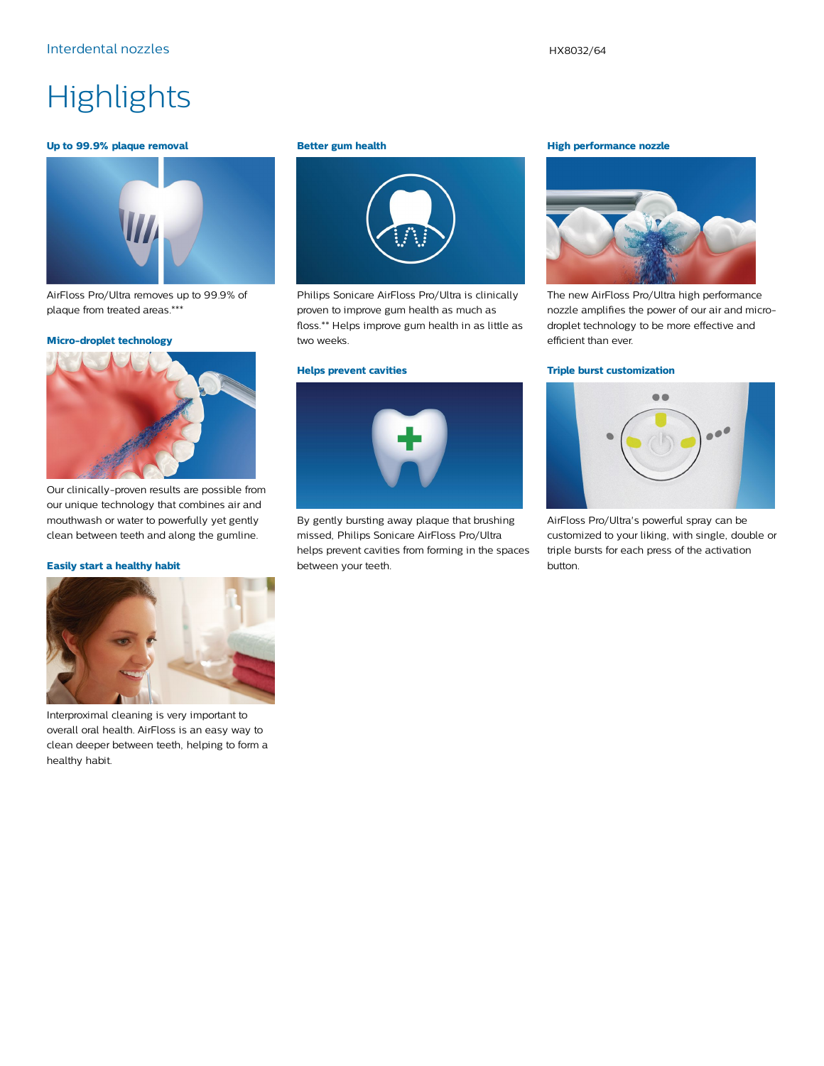# Highlights

### Up to 99.9% plaque removal

AirFloss Pro/Ultra removes up to 99.9% of plaque from treated areas.***

### Micro-droplet technology

Our clinically-proven results are possible from our unique technology that combines air and mouthwash or water to powerfully yet gently clean between teeth and along the gumline.

### Easily start a healthy habit

Interproximal cleaning is very important to overall oral health. AirFloss is an easy way to clean deeper between teeth, helping to form a healthy habit.

### Better gum health

Philips Sonicare AirFloss Pro/Ultra is clinically proven to improve gum health as much as floss.** Helps improve gum health in as little as two weeks.

### Helps prevent cavities

By gently bursting away plaque that brushing missed, Philips Sonicare AirFloss Pro/Ultra helps prevent cavities from forming in the spaces between your teeth.

### High performance nozzle

The new AirFloss Pro/Ultra high performance nozzle amplifies the power of our air and micro-droplet technology to be more effective and efficient than ever.

### Triple burst customization

AirFloss Pro/Ultra's powerful spray can be customized to your liking, with single, double or triple bursts for each press of the activation button.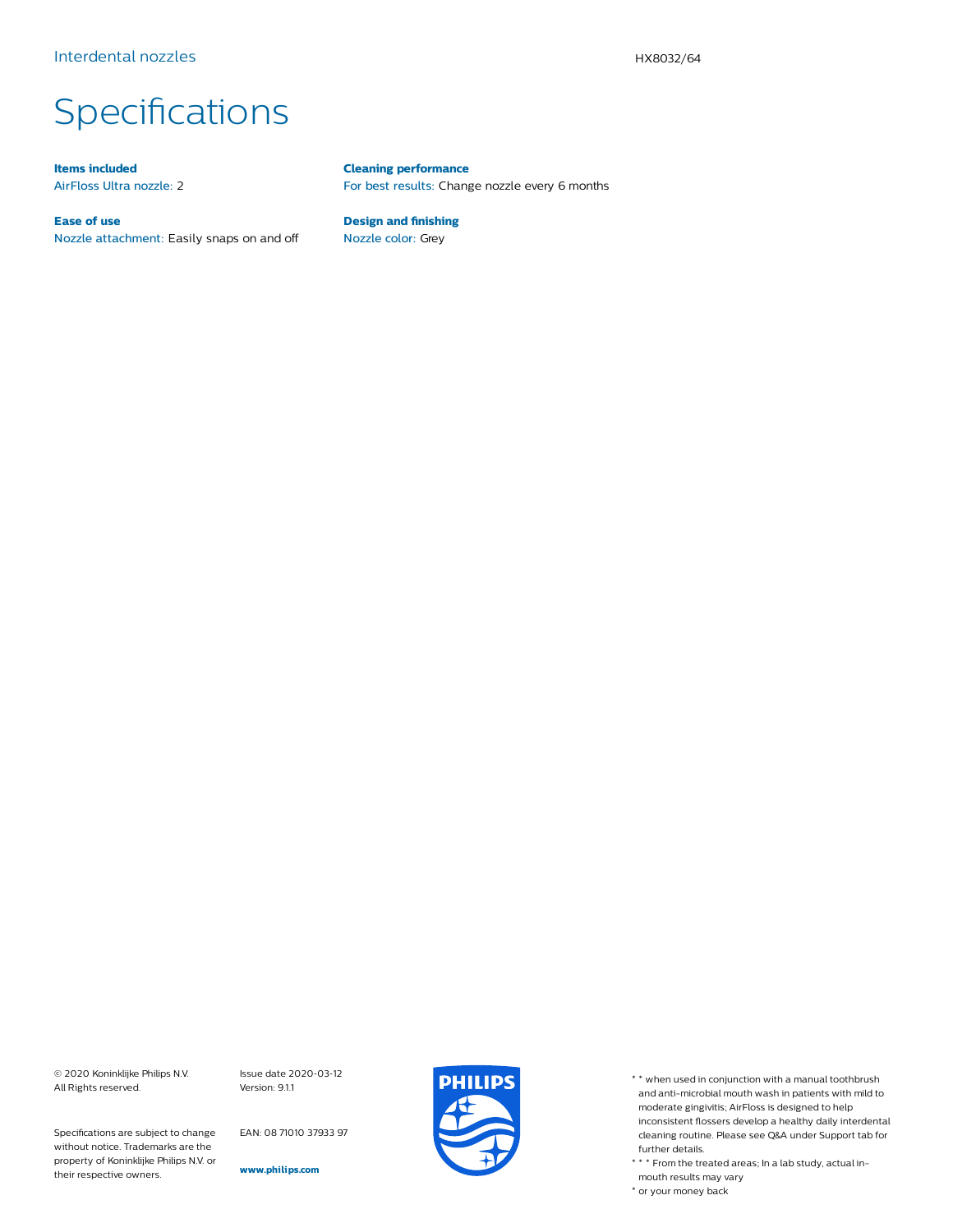# Specifications

**Items included**
AirFloss Ultra nozzle: 2

**Ease of use**
Nozzle attachment: Easily snaps on and off

**Cleaning performance**
For best results: Change nozzle every 6 months

**Design and finishing**
Nozzle color: Grey

© 2020 Koninklijke Philips N.V.
All Rights reserved.

Specifications are subject to change without notice. Trademarks are the property of Koninklijke Philips N.V. or their respective owners.

Issue date 2020-03-12
Version: 9.1.1

EAN: 08 71010 37933 97

**www.philips.com**

* * when used in conjunction with a manual toothbrush and anti-microbial mouth wash in patients with mild to moderate gingivitis; AirFloss is designed to help inconsistent flossers develop a healthy daily interdental cleaning routine. Please see Q&A under Support tab for further details.

* * * From the treated areas; In a lab study, actual in-mouth results may vary

* or your money back